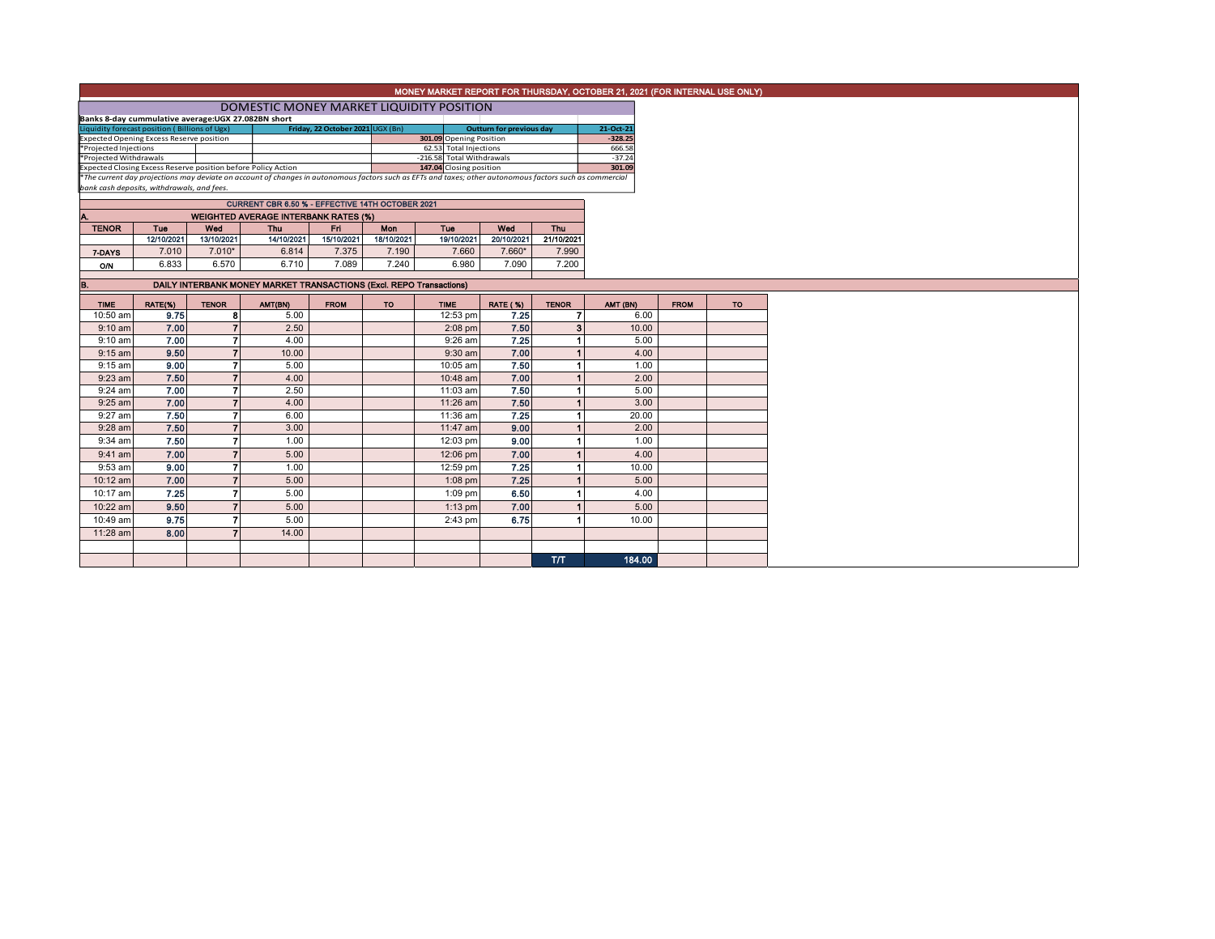# MONEY MARKET REPORT FOR THURSDAY, OCTOBER 21, 2021 (FOR INTERNAL USE ONLY)

## DOMESTIC MONEY MARKET LIQUIDITY POSITION

**Banks 8-day cummulative average:UGX 27.082BN short**

| Liquidity forecast position ( Billions of Ugx) | Friday, 22 October 2021 | UGX (Bn) | Outturn for previous day | 21-Oct-21 |
|---|---|---|---|---|
| Expected Opening Excess Reserve position | | 301.09 | Opening Position | -328.25 |
| *Projected Injections | | 62.53 | Total Injections | 666.58 |
| *Projected Withdrawals | | -216.58 | Total Withdrawals | -37.24 |
| Expected Closing Excess Reserve position before Policy Action | | 147.04 | Closing position | 301.09 |

*The current day projections may deviate on account of changes in autonomous factors such as EFTs and taxes; other autonomous factors such as commercial bank cash deposits, withdrawals, and fees.*

### CURRENT CBR 6.50 % - EFFECTIVE 14TH OCTOBER 2021

### A. WEIGHTED AVERAGE INTERBANK RATES (%)

| TENOR | Tue | Wed | Thu | Fri | Mon | Tue | Wed | Thu |
|---|---|---|---|---|---|---|---|---|
| | 12/10/2021 | 13/10/2021 | 14/10/2021 | 15/10/2021 | 18/10/2021 | 19/10/2021 | 20/10/2021 | 21/10/2021 |
| 7-DAYS | 7.010 | 7.010* | 6.814 | 7.375 | 7.190 | 7.660 | 7.660* | 7.990 |
| O/N | 6.833 | 6.570 | 6.710 | 7.089 | 7.240 | 6.980 | 7.090 | 7.200 |

### B. DAILY INTERBANK MONEY MARKET TRANSACTIONS (Excl. REPO Transactions)

| TIME | RATE(%) | TENOR | AMT(BN) | FROM | TO | TIME | RATE ( %) | TENOR | AMT (BN) | FROM | TO |
|---|---|---|---|---|---|---|---|---|---|---|---|
| 10:50 am | 9.75 | 8 | 5.00 | | | 12:53 pm | 7.25 | 7 | 6.00 | | |
| 9:10 am | 7.00 | 7 | 2.50 | | | 2:08 pm | 7.50 | 3 | 10.00 | | |
| 9:10 am | 7.00 | 7 | 4.00 | | | 9:26 am | 7.25 | 1 | 5.00 | | |
| 9:15 am | 9.50 | 7 | 10.00 | | | 9:30 am | 7.00 | 1 | 4.00 | | |
| 9:15 am | 9.00 | 7 | 5.00 | | | 10:05 am | 7.50 | 1 | 1.00 | | |
| 9:23 am | 7.50 | 7 | 4.00 | | | 10:48 am | 7.00 | 1 | 2.00 | | |
| 9:24 am | 7.00 | 7 | 2.50 | | | 11:03 am | 7.50 | 1 | 5.00 | | |
| 9:25 am | 7.00 | 7 | 4.00 | | | 11:26 am | 7.50 | 1 | 3.00 | | |
| 9:27 am | 7.50 | 7 | 6.00 | | | 11:36 am | 7.25 | 1 | 20.00 | | |
| 9:28 am | 7.50 | 7 | 3.00 | | | 11:47 am | 9.00 | 1 | 2.00 | | |
| 9:34 am | 7.50 | 7 | 1.00 | | | 12:03 pm | 9.00 | 1 | 1.00 | | |
| 9:41 am | 7.00 | 7 | 5.00 | | | 12:06 pm | 7.00 | 1 | 4.00 | | |
| 9:53 am | 9.00 | 7 | 1.00 | | | 12:59 pm | 7.25 | 1 | 10.00 | | |
| 10:12 am | 7.00 | 7 | 5.00 | | | 1:08 pm | 7.25 | 1 | 5.00 | | |
| 10:17 am | 7.25 | 7 | 5.00 | | | 1:09 pm | 6.50 | 1 | 4.00 | | |
| 10:22 am | 9.50 | 7 | 5.00 | | | 1:13 pm | 7.00 | 1 | 5.00 | | |
| 10:49 am | 9.75 | 7 | 5.00 | | | 2:43 pm | 6.75 | 1 | 10.00 | | |
| 11:28 am | 8.00 | 7 | 14.00 | | | | | | | | |
| | | | | | | | | T/T | 184.00 | | |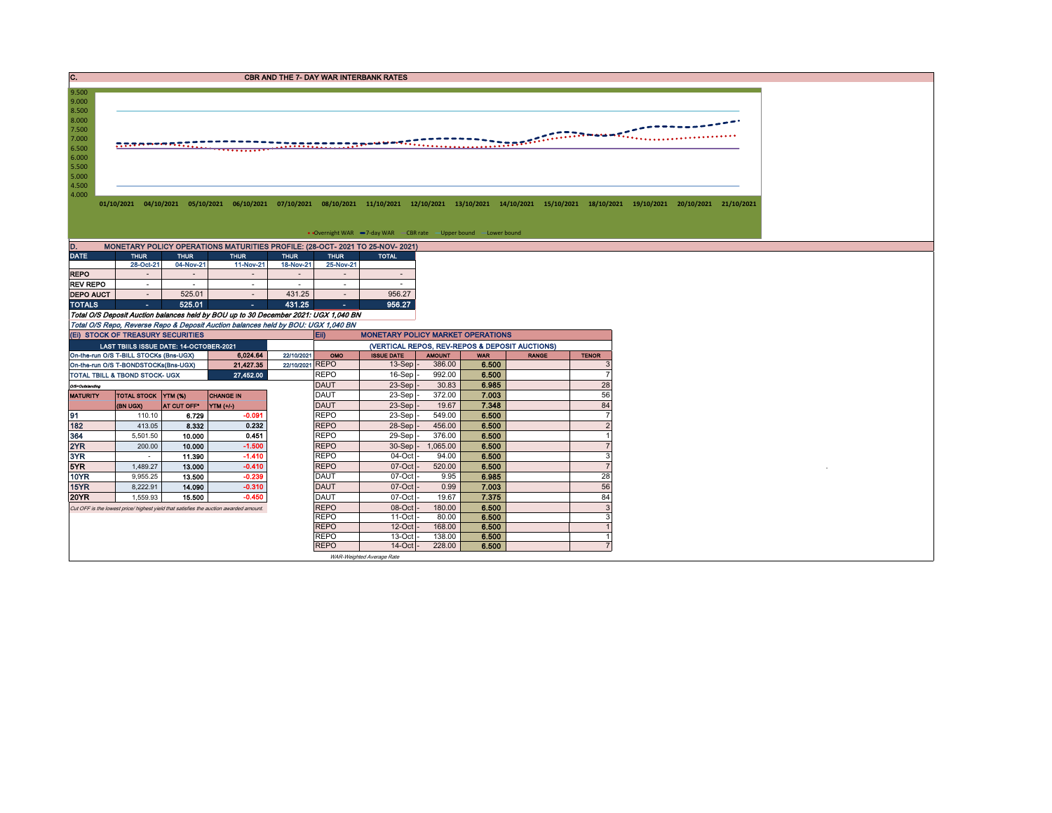## C. CBR AND THE 7- DAY WAR INTERBANK RATES

9.500
9.000
8.500
8.000
7.500
7.000
6.500
6.000
5.500
5.000
4.500
4.000

01/10/2021 04/10/2021 05/10/2021 06/10/2021 07/10/2021 08/10/2021 11/10/2021 12/10/2021 13/10/2021 14/10/2021 15/10/2021 18/10/2021 19/10/2021 20/10/2021 21/10/2021

Overnight WAR, 7-day WAR, CBR rate, Upper bound, Lower bound

## D. MONETARY POLICY OPERATIONS MATURITIES PROFILE: (28-OCT- 2021 TO 25-NOV- 2021)

| DATE | THUR | THUR | THUR | THUR | THUR | TOTAL |
|---|---|---|---|---|---|---|
| | 28-Oct-21 | 04-Nov-21 | 11-Nov-21 | 18-Nov-21 | 25-Nov-21 | |
| REPO | - | - | - | - | - | - |
| REV REPO | - | - | - | - | - | - |
| DEPO AUCT | - | 525.01 | - | 431.25 | - | 956.27 |
| TOTALS | - | 525.01 | - | 431.25 | - | 956.27 |

*Total O/S Deposit Auction balances held by BOU up to 30 December 2021: UGX 1,040 BN*

*Total O/S Repo, Reverse Repo & Deposit Auction balances held by BOU: UGX 1,040 BN*

## (Ei) STOCK OF TREASURY SECURITIES

| LAST TBIILS ISSUE DATE: 14-OCTOBER-2021 | | |
|---|---|---|
| On-the-run O/S T-BILL STOCKs (Bns-UGX) | 6,024.64 | 22/10/2021 |
| On-the-run O/S T-BONDSTOCKs(Bns-UGX) | 21,427.35 | 22/10/2021 |
| TOTAL TBILL & TBOND STOCK- UGX | 27,452.00 | |

O/S=Outstanding

| MATURITY | TOTAL STOCK (BN UGX) | YTM (%) AT CUT OFF* | CHANGE IN YTM (+/-) |
|---|---|---|---|
| 91 | 110.10 | 6.729 | -0.091 |
| 182 | 413.05 | 8.332 | 0.232 |
| 364 | 5,501.50 | 10.000 | 0.451 |
| 2YR | 200.00 | 10.000 | -1.500 |
| 3YR | - | 11.390 | -1.410 |
| 5YR | 1,489.27 | 13.000 | -0.410 |
| 10YR | 9,955.25 | 13.500 | -0.239 |
| 15YR | 8,222.91 | 14.090 | -0.310 |
| 20YR | 1,559.93 | 15.500 | -0.450 |

*Cut OFF is the lowest price/ highest yield that satisfies the auction awarded amount.*

## Eii) MONETARY POLICY MARKET OPERATIONS

(VERTICAL REPOS, REV-REPOS & DEPOSIT AUCTIONS)

| OMO | ISSUE DATE | AMOUNT | WAR | RANGE | TENOR |
|---|---|---|---|---|---|
| REPO | 13-Sep - | 386.00 | 6.500 | | 3 |
| REPO | 16-Sep - | 992.00 | 6.500 | | 7 |
| DAUT | 23-Sep - | 30.83 | 6.985 | | 28 |
| DAUT | 23-Sep - | 372.00 | 7.003 | | 56 |
| DAUT | 23-Sep - | 19.67 | 7.348 | | 84 |
| REPO | 23-Sep - | 549.00 | 6.500 | | 7 |
| REPO | 28-Sep - | 456.00 | 6.500 | | 2 |
| REPO | 29-Sep - | 376.00 | 6.500 | | 1 |
| REPO | 30-Sep - | 1,065.00 | 6.500 | | 7 |
| REPO | 04-Oct - | 94.00 | 6.500 | | 3 |
| REPO | 07-Oct - | 520.00 | 6.500 | | 7 |
| DAUT | 07-Oct - | 9.95 | 6.985 | | 28 |
| DAUT | 07-Oct - | 0.99 | 7.003 | | 56 |
| DAUT | 07-Oct - | 19.67 | 7.375 | | 84 |
| REPO | 08-Oct - | 180.00 | 6.500 | | 3 |
| REPO | 11-Oct - | 80.00 | 6.500 | | 3 |
| REPO | 12-Oct - | 168.00 | 6.500 | | 1 |
| REPO | 13-Oct - | 138.00 | 6.500 | | 1 |
| REPO | 14-Oct - | 228.00 | 6.500 | | 7 |

*WAR-Weighted Average Rate*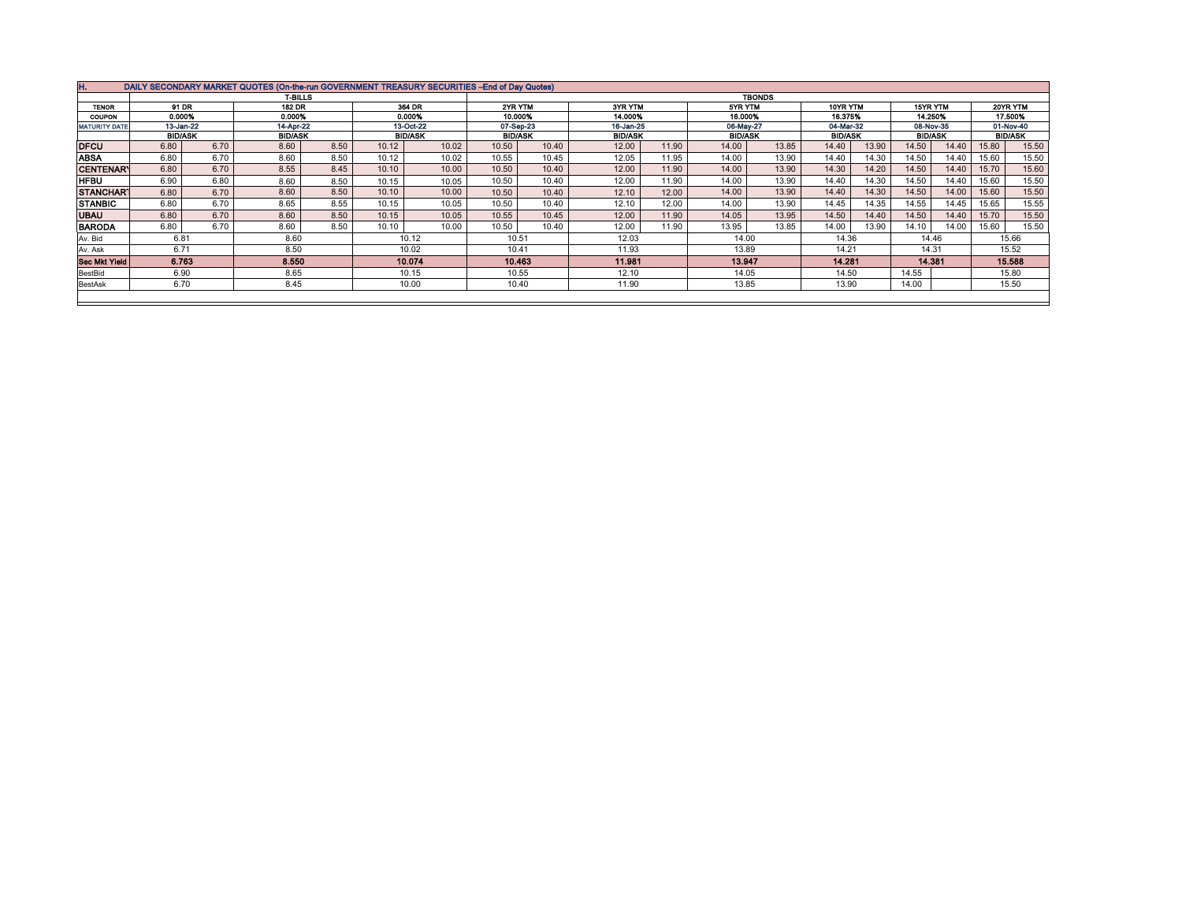| H. | DAILY SECONDARY MARKET QUOTES (On-the-run GOVERNMENT TREASURY SECURITIES –End of Day Quotes) | | | | | | | | | | | | | | | | | |
|---|---|---|---|---|---|---|---|---|---|---|---|---|---|---|---|---|---|---|
| | T-BILLS | | | | | | TBONDS | | | | | | | | | | | |
| TENOR | 91 DR | | 182 DR | | 364 DR | | 2YR YTM | | 3YR YTM | | 5YR YTM | | 10YR YTM | | 15YR YTM | | 20YR YTM | |
| COUPON | 0.000% | | 0.000% | | 0.000% | | 10.000% | | 14.000% | | 16.000% | | 16.375% | | 14.250% | | 17.500% | |
| MATURITY DATE | 13-Jan-22 | | 14-Apr-22 | | 13-Oct-22 | | 07-Sep-23 | | 16-Jan-25 | | 06-May-27 | | 04-Mar-32 | | 08-Nov-35 | | 01-Nov-40 | |
| | BID/ASK | | BID/ASK | | BID/ASK | | BID/ASK | | BID/ASK | | BID/ASK | | BID/ASK | | BID/ASK | | BID/ASK | |
| **DFCU** | 6.80 | 6.70 | 8.60 | 8.50 | 10.12 | 10.02 | 10.50 | 10.40 | 12.00 | 11.90 | 14.00 | 13.85 | 14.40 | 13.90 | 14.50 | 14.40 | 15.80 | 15.50 |
| **ABSA** | 6.80 | 6.70 | 8.60 | 8.50 | 10.12 | 10.02 | 10.55 | 10.45 | 12.05 | 11.95 | 14.00 | 13.90 | 14.40 | 14.30 | 14.50 | 14.40 | 15.60 | 15.50 |
| **CENTENARY** | 6.80 | 6.70 | 8.55 | 8.45 | 10.10 | 10.00 | 10.50 | 10.40 | 12.00 | 11.90 | 14.00 | 13.90 | 14.30 | 14.20 | 14.50 | 14.40 | 15.70 | 15.60 |
| **HFBU** | 6.90 | 6.80 | 8.60 | 8.50 | 10.15 | 10.05 | 10.50 | 10.40 | 12.00 | 11.90 | 14.00 | 13.90 | 14.40 | 14.30 | 14.50 | 14.40 | 15.60 | 15.50 |
| **STANCHART** | 6.80 | 6.70 | 8.60 | 8.50 | 10.10 | 10.00 | 10.50 | 10.40 | 12.10 | 12.00 | 14.00 | 13.90 | 14.40 | 14.30 | 14.50 | 14.00 | 15.60 | 15.50 |
| **STANBIC** | 6.80 | 6.70 | 8.65 | 8.55 | 10.15 | 10.05 | 10.50 | 10.40 | 12.10 | 12.00 | 14.00 | 13.90 | 14.45 | 14.35 | 14.55 | 14.45 | 15.65 | 15.55 |
| **UBAU** | 6.80 | 6.70 | 8.60 | 8.50 | 10.15 | 10.05 | 10.55 | 10.45 | 12.00 | 11.90 | 14.05 | 13.95 | 14.50 | 14.40 | 14.50 | 14.40 | 15.70 | 15.50 |
| **BARODA** | 6.80 | 6.70 | 8.60 | 8.50 | 10.10 | 10.00 | 10.50 | 10.40 | 12.00 | 11.90 | 13.95 | 13.85 | 14.00 | 13.90 | 14.10 | 14.00 | 15.60 | 15.50 |
| Av. Bid | 6.81 | | 8.60 | | 10.12 | | 10.51 | | 12.03 | | 14.00 | | 14.36 | | 14.46 | | 15.66 | |
| Av. Ask | 6.71 | | 8.50 | | 10.02 | | 10.41 | | 11.93 | | 13.89 | | 14.21 | | 14.31 | | 15.52 | |
| **Sec Mkt Yield** | **6.763** | | **8.550** | | **10.074** | | **10.463** | | **11.981** | | **13.947** | | **14.281** | | **14.381** | | **15.588** | |
| BestBid | 6.90 | | 8.65 | | 10.15 | | 10.55 | | 12.10 | | 14.05 | | 14.50 | | 14.55 | | 15.80 | |
| BestAsk | 6.70 | | 8.45 | | 10.00 | | 10.40 | | 11.90 | | 13.85 | | 13.90 | | 14.00 | | 15.50 | |